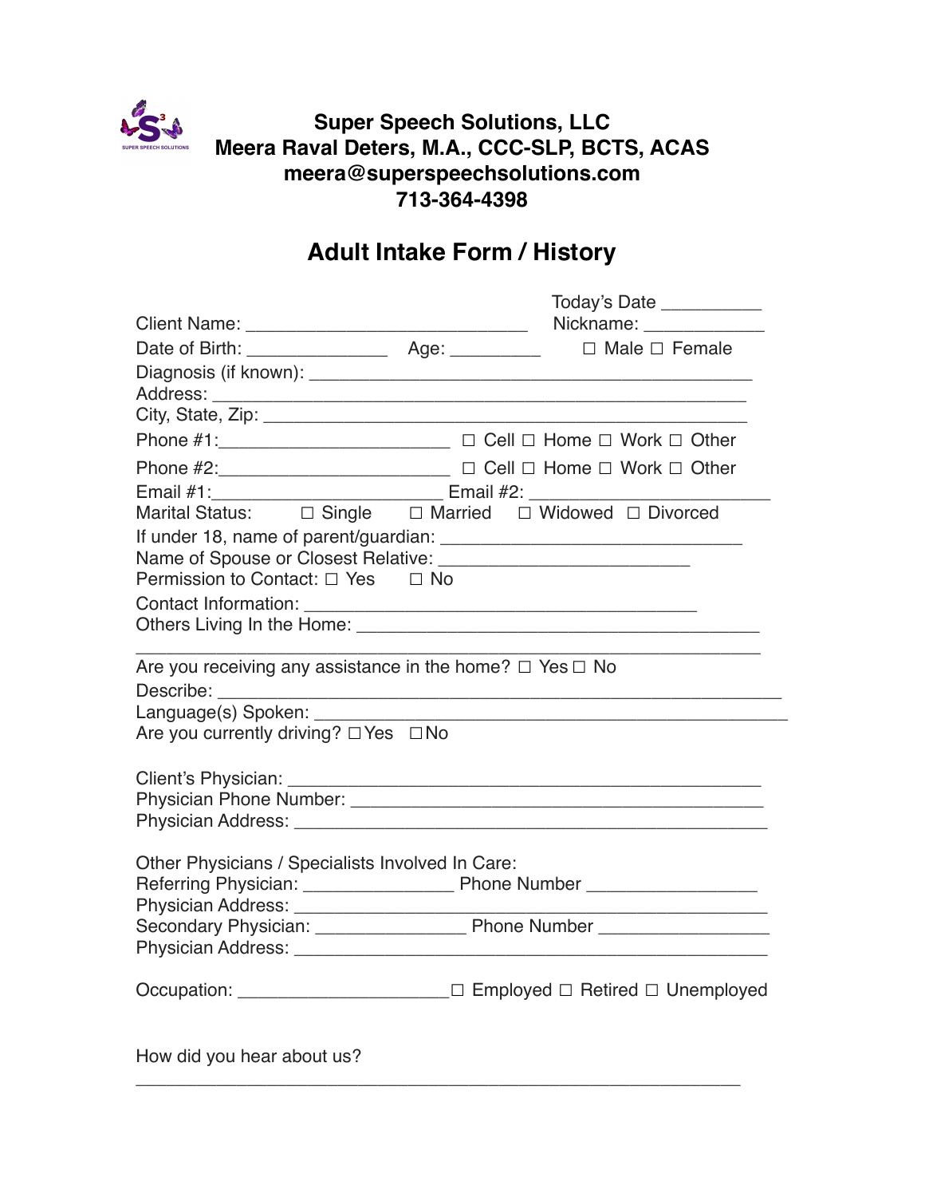**Super Speech Solutions, LLC**
**Meera Raval Deters, M.A., CCC-SLP, BCTS, ACAS**
**meera@superspeechsolutions.com**
**713-364-4398**

# Adult Intake Form / History

Today's Date __________

Client Name: ____________________________ Nickname: ____________

Date of Birth: ______________ Age: _________ ☐ Male ☐ Female

Diagnosis (if known): ____________________________________________

Address: ____________________________________________________

City, State, Zip: _______________________________________________

Phone #1:_______________________ ☐ Cell ☐ Home ☐ Work ☐ Other

Phone #2:_______________________ ☐ Cell ☐ Home ☐ Work ☐ Other

Email #1:______________________ Email #2: ______________________

Marital Status: ☐ Single ☐ Married ☐ Widowed ☐ Divorced

If under 18, name of parent/guardian: _____________________________

Name of Spouse or Closest Relative: ________________________

Permission to Contact: ☐ Yes ☐ No

Contact Information: ______________________________________

Others Living In the Home: ________________________________________

_______________________________________________________________

Are you receiving any assistance in the home? ☐ Yes ☐ No

Describe: ________________________________________________________

Language(s) Spoken: _______________________________________________

Are you currently driving? ☐ Yes ☐ No

Client's Physician: _______________________________________________

Physician Phone Number: __________________________________________

Physician Address: ________________________________________________

Other Physicians / Specialists Involved In Care:

Referring Physician: _______________ Phone Number ________________

Physician Address: ________________________________________________

Secondary Physician: _______________ Phone Number ________________

Physician Address: ________________________________________________

Occupation: _____________________ ☐ Employed ☐ Retired ☐ Unemployed

How did you hear about us?

____________________________________________________________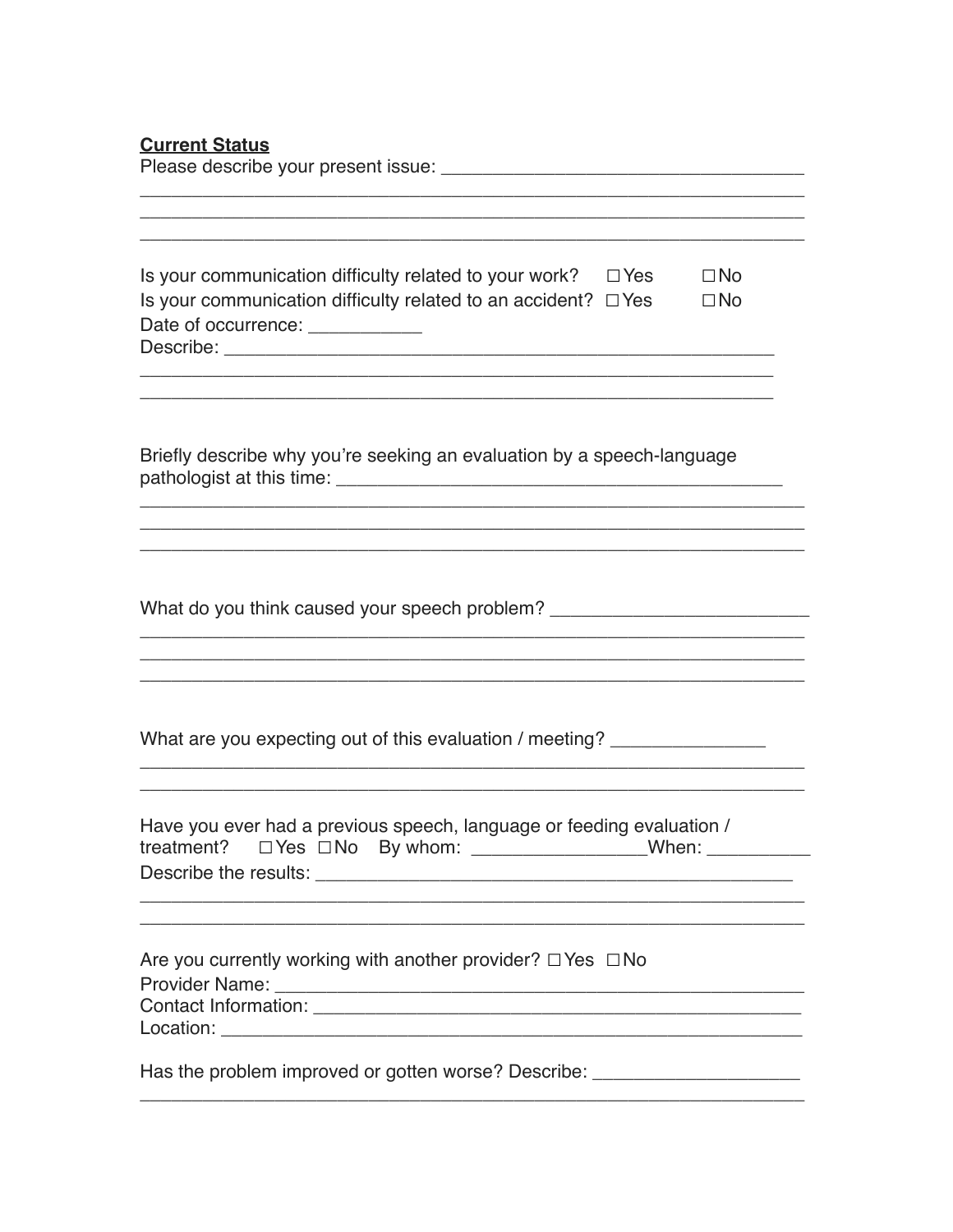**Current Status**

Please describe your present issue: ___________________________________
_________________________________________________________________
_________________________________________________________________
_________________________________________________________________

Is your communication difficulty related to your work? ☐ Yes ☐ No

Is your communication difficulty related to an accident? ☐ Yes ☐ No

Date of occurrence: ___________

Describe: _______________________________________________________
______________________________________________________________
______________________________________________________________

Briefly describe why you're seeking an evaluation by a speech-language pathologist at this time: ____________________________________________
_________________________________________________________________
_________________________________________________________________
_________________________________________________________________

What do you think caused your speech problem? ________________________
_________________________________________________________________
_________________________________________________________________
_________________________________________________________________

What are you expecting out of this evaluation / meeting? _______________
_________________________________________________________________
_________________________________________________________________

Have you ever had a previous speech, language or feeding evaluation / treatment? ☐ Yes ☐ No By whom: ________________When: __________

Describe the results: _______________________________________________
_________________________________________________________________
_________________________________________________________________

Are you currently working with another provider? ☐ Yes ☐ No

Provider Name: ___________________________________________________

Contact Information: _______________________________________________

Location: _________________________________________________________

Has the problem improved or gotten worse? Describe: ___________________
_________________________________________________________________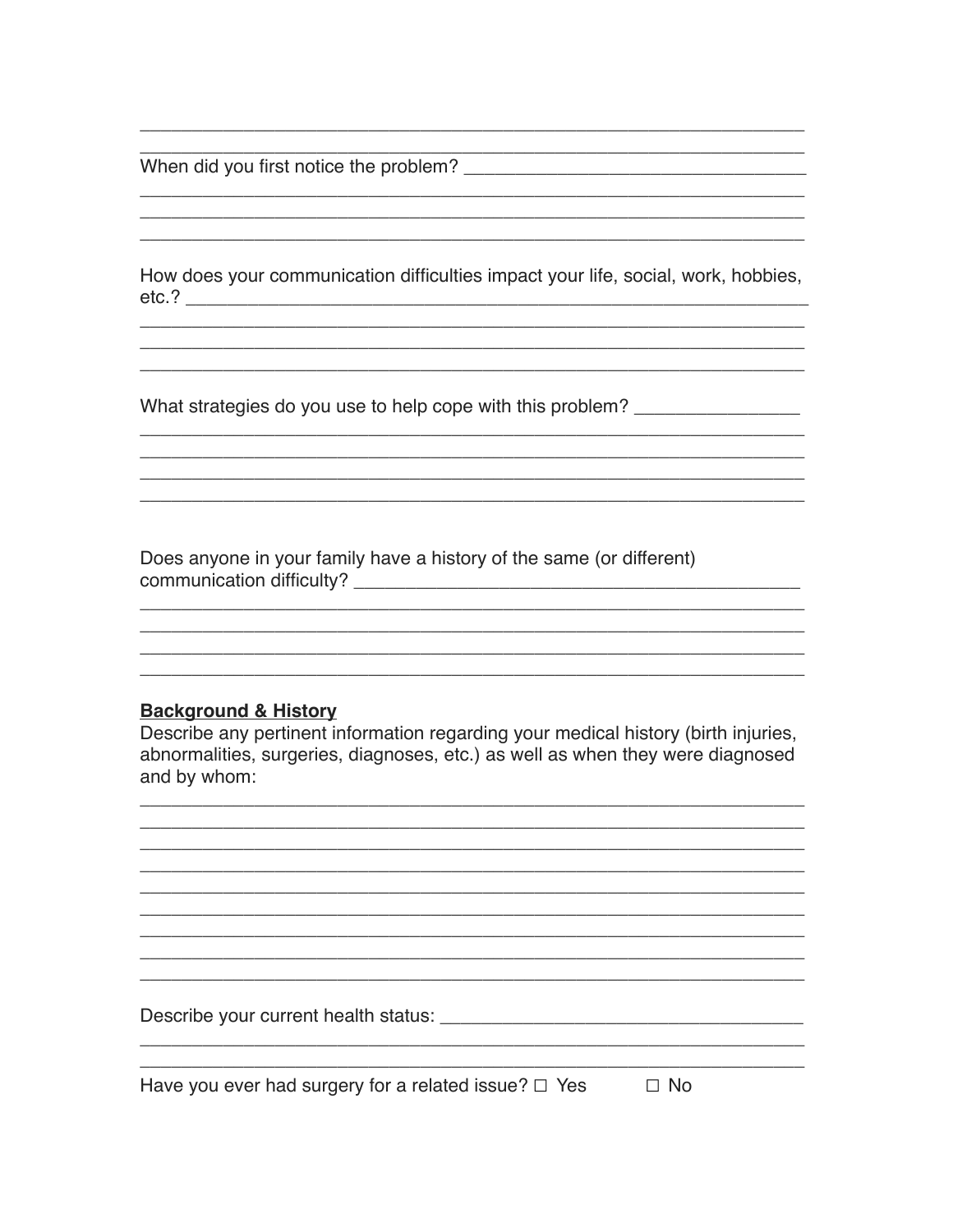\_\_\_\_\_\_\_\_\_\_\_\_\_\_\_\_\_\_\_\_\_\_\_\_\_\_\_\_\_\_\_\_\_\_\_\_\_\_\_\_\_\_\_\_\_\_\_\_\_\_\_\_\_\_\_\_\_\_\_\_\_\_

\_\_\_\_\_\_\_\_\_\_\_\_\_\_\_\_\_\_\_\_\_\_\_\_\_\_\_\_\_\_\_\_\_\_\_\_\_\_\_\_\_\_\_\_\_\_\_\_\_\_\_\_\_\_\_\_\_\_\_\_\_\_

When did you first notice the problem? \_\_\_\_\_\_\_\_\_\_\_\_\_\_\_\_\_\_\_\_\_\_\_\_\_\_\_\_\_\_\_\_

\_\_\_\_\_\_\_\_\_\_\_\_\_\_\_\_\_\_\_\_\_\_\_\_\_\_\_\_\_\_\_\_\_\_\_\_\_\_\_\_\_\_\_\_\_\_\_\_\_\_\_\_\_\_\_\_\_\_\_\_\_\_

\_\_\_\_\_\_\_\_\_\_\_\_\_\_\_\_\_\_\_\_\_\_\_\_\_\_\_\_\_\_\_\_\_\_\_\_\_\_\_\_\_\_\_\_\_\_\_\_\_\_\_\_\_\_\_\_\_\_\_\_\_\_

\_\_\_\_\_\_\_\_\_\_\_\_\_\_\_\_\_\_\_\_\_\_\_\_\_\_\_\_\_\_\_\_\_\_\_\_\_\_\_\_\_\_\_\_\_\_\_\_\_\_\_\_\_\_\_\_\_\_\_\_\_\_

How does your communication difficulties impact your life, social, work, hobbies, etc.? \_\_\_\_\_\_\_\_\_\_\_\_\_\_\_\_\_\_\_\_\_\_\_\_\_\_\_\_\_\_\_\_\_\_\_\_\_\_\_\_\_\_\_\_\_\_\_\_\_\_\_\_\_\_\_\_

\_\_\_\_\_\_\_\_\_\_\_\_\_\_\_\_\_\_\_\_\_\_\_\_\_\_\_\_\_\_\_\_\_\_\_\_\_\_\_\_\_\_\_\_\_\_\_\_\_\_\_\_\_\_\_\_\_\_\_\_\_\_

\_\_\_\_\_\_\_\_\_\_\_\_\_\_\_\_\_\_\_\_\_\_\_\_\_\_\_\_\_\_\_\_\_\_\_\_\_\_\_\_\_\_\_\_\_\_\_\_\_\_\_\_\_\_\_\_\_\_\_\_\_\_

\_\_\_\_\_\_\_\_\_\_\_\_\_\_\_\_\_\_\_\_\_\_\_\_\_\_\_\_\_\_\_\_\_\_\_\_\_\_\_\_\_\_\_\_\_\_\_\_\_\_\_\_\_\_\_\_\_\_\_\_\_\_

What strategies do you use to help cope with this problem? \_\_\_\_\_\_\_\_\_\_\_\_\_\_\_\_

\_\_\_\_\_\_\_\_\_\_\_\_\_\_\_\_\_\_\_\_\_\_\_\_\_\_\_\_\_\_\_\_\_\_\_\_\_\_\_\_\_\_\_\_\_\_\_\_\_\_\_\_\_\_\_\_\_\_\_\_\_\_

\_\_\_\_\_\_\_\_\_\_\_\_\_\_\_\_\_\_\_\_\_\_\_\_\_\_\_\_\_\_\_\_\_\_\_\_\_\_\_\_\_\_\_\_\_\_\_\_\_\_\_\_\_\_\_\_\_\_\_\_\_\_

\_\_\_\_\_\_\_\_\_\_\_\_\_\_\_\_\_\_\_\_\_\_\_\_\_\_\_\_\_\_\_\_\_\_\_\_\_\_\_\_\_\_\_\_\_\_\_\_\_\_\_\_\_\_\_\_\_\_\_\_\_\_

\_\_\_\_\_\_\_\_\_\_\_\_\_\_\_\_\_\_\_\_\_\_\_\_\_\_\_\_\_\_\_\_\_\_\_\_\_\_\_\_\_\_\_\_\_\_\_\_\_\_\_\_\_\_\_\_\_\_\_\_\_\_

Does anyone in your family have a history of the same (or different) communication difficulty? \_\_\_\_\_\_\_\_\_\_\_\_\_\_\_\_\_\_\_\_\_\_\_\_\_\_\_\_\_\_\_\_\_\_\_\_\_\_\_\_\_\_\_\_

\_\_\_\_\_\_\_\_\_\_\_\_\_\_\_\_\_\_\_\_\_\_\_\_\_\_\_\_\_\_\_\_\_\_\_\_\_\_\_\_\_\_\_\_\_\_\_\_\_\_\_\_\_\_\_\_\_\_\_\_\_\_

\_\_\_\_\_\_\_\_\_\_\_\_\_\_\_\_\_\_\_\_\_\_\_\_\_\_\_\_\_\_\_\_\_\_\_\_\_\_\_\_\_\_\_\_\_\_\_\_\_\_\_\_\_\_\_\_\_\_\_\_\_\_

\_\_\_\_\_\_\_\_\_\_\_\_\_\_\_\_\_\_\_\_\_\_\_\_\_\_\_\_\_\_\_\_\_\_\_\_\_\_\_\_\_\_\_\_\_\_\_\_\_\_\_\_\_\_\_\_\_\_\_\_\_\_

\_\_\_\_\_\_\_\_\_\_\_\_\_\_\_\_\_\_\_\_\_\_\_\_\_\_\_\_\_\_\_\_\_\_\_\_\_\_\_\_\_\_\_\_\_\_\_\_\_\_\_\_\_\_\_\_\_\_\_\_\_\_

## Background & History

Describe any pertinent information regarding your medical history (birth injuries, abnormalities, surgeries, diagnoses, etc.) as well as when they were diagnosed and by whom:

\_\_\_\_\_\_\_\_\_\_\_\_\_\_\_\_\_\_\_\_\_\_\_\_\_\_\_\_\_\_\_\_\_\_\_\_\_\_\_\_\_\_\_\_\_\_\_\_\_\_\_\_\_\_\_\_\_\_\_\_\_\_

\_\_\_\_\_\_\_\_\_\_\_\_\_\_\_\_\_\_\_\_\_\_\_\_\_\_\_\_\_\_\_\_\_\_\_\_\_\_\_\_\_\_\_\_\_\_\_\_\_\_\_\_\_\_\_\_\_\_\_\_\_\_

\_\_\_\_\_\_\_\_\_\_\_\_\_\_\_\_\_\_\_\_\_\_\_\_\_\_\_\_\_\_\_\_\_\_\_\_\_\_\_\_\_\_\_\_\_\_\_\_\_\_\_\_\_\_\_\_\_\_\_\_\_\_

\_\_\_\_\_\_\_\_\_\_\_\_\_\_\_\_\_\_\_\_\_\_\_\_\_\_\_\_\_\_\_\_\_\_\_\_\_\_\_\_\_\_\_\_\_\_\_\_\_\_\_\_\_\_\_\_\_\_\_\_\_\_

\_\_\_\_\_\_\_\_\_\_\_\_\_\_\_\_\_\_\_\_\_\_\_\_\_\_\_\_\_\_\_\_\_\_\_\_\_\_\_\_\_\_\_\_\_\_\_\_\_\_\_\_\_\_\_\_\_\_\_\_\_\_

\_\_\_\_\_\_\_\_\_\_\_\_\_\_\_\_\_\_\_\_\_\_\_\_\_\_\_\_\_\_\_\_\_\_\_\_\_\_\_\_\_\_\_\_\_\_\_\_\_\_\_\_\_\_\_\_\_\_\_\_\_\_

\_\_\_\_\_\_\_\_\_\_\_\_\_\_\_\_\_\_\_\_\_\_\_\_\_\_\_\_\_\_\_\_\_\_\_\_\_\_\_\_\_\_\_\_\_\_\_\_\_\_\_\_\_\_\_\_\_\_\_\_\_\_

\_\_\_\_\_\_\_\_\_\_\_\_\_\_\_\_\_\_\_\_\_\_\_\_\_\_\_\_\_\_\_\_\_\_\_\_\_\_\_\_\_\_\_\_\_\_\_\_\_\_\_\_\_\_\_\_\_\_\_\_\_\_

\_\_\_\_\_\_\_\_\_\_\_\_\_\_\_\_\_\_\_\_\_\_\_\_\_\_\_\_\_\_\_\_\_\_\_\_\_\_\_\_\_\_\_\_\_\_\_\_\_\_\_\_\_\_\_\_\_\_\_\_\_\_

Describe your current health status: \_\_\_\_\_\_\_\_\_\_\_\_\_\_\_\_\_\_\_\_\_\_\_\_\_\_\_\_\_\_\_\_\_\_\_

\_\_\_\_\_\_\_\_\_\_\_\_\_\_\_\_\_\_\_\_\_\_\_\_\_\_\_\_\_\_\_\_\_\_\_\_\_\_\_\_\_\_\_\_\_\_\_\_\_\_\_\_\_\_\_\_\_\_\_\_\_\_

\_\_\_\_\_\_\_\_\_\_\_\_\_\_\_\_\_\_\_\_\_\_\_\_\_\_\_\_\_\_\_\_\_\_\_\_\_\_\_\_\_\_\_\_\_\_\_\_\_\_\_\_\_\_\_\_\_\_\_\_\_\_

Have you ever had surgery for a related issue? ☐ Yes ☐ No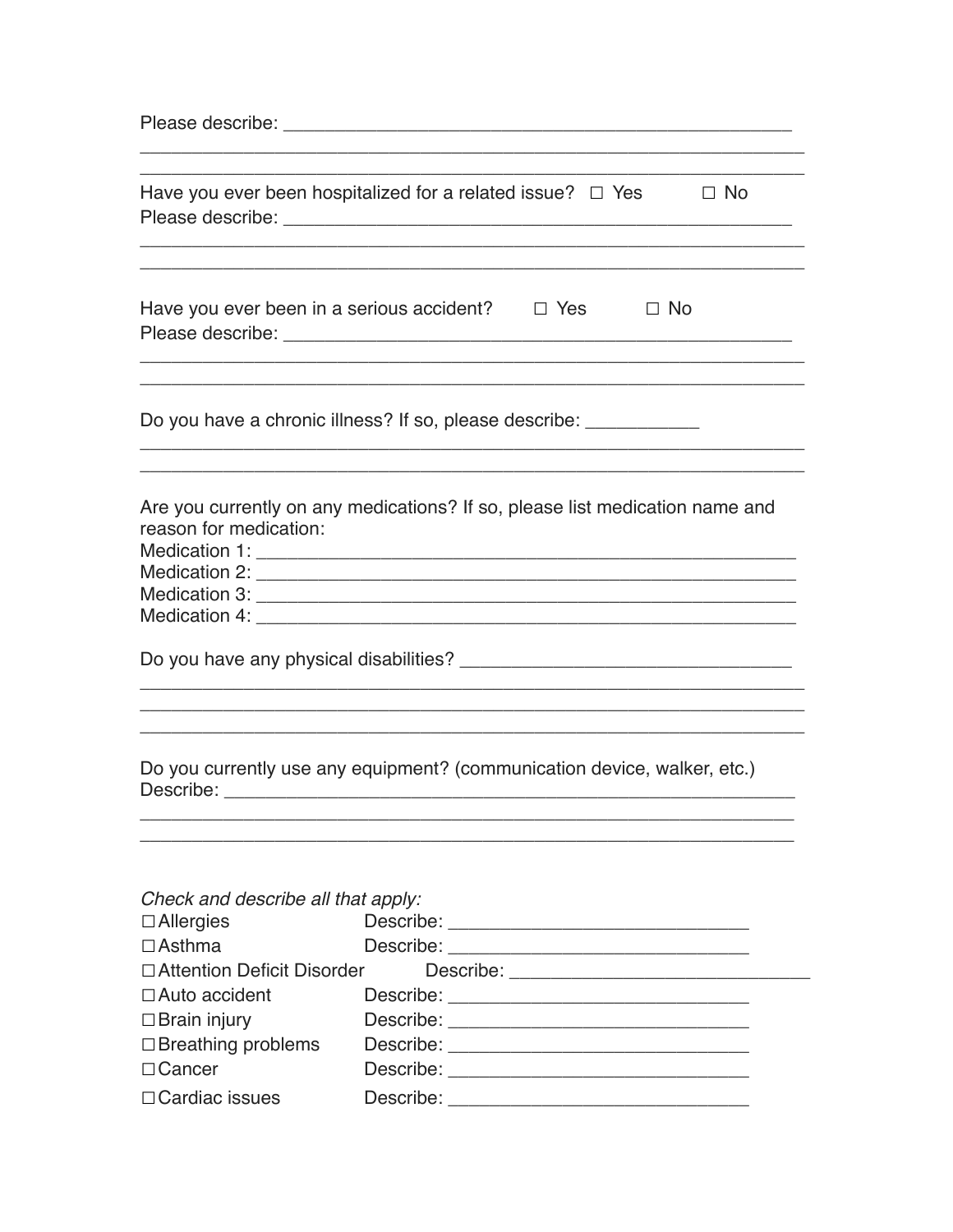Please describe: ___________________________________________________

_______________________________________________________________

_______________________________________________________________

Have you ever been hospitalized for a related issue? ☐ Yes ☐ No

Please describe: ___________________________________________________

_______________________________________________________________

_______________________________________________________________

Have you ever been in a serious accident? ☐ Yes ☐ No

Please describe: ___________________________________________________

_______________________________________________________________

_______________________________________________________________

Do you have a chronic illness? If so, please describe: ___________

_______________________________________________________________

_______________________________________________________________

Are you currently on any medications? If so, please list medication name and reason for medication:

Medication 1: _____________________________________________________

Medication 2: _____________________________________________________

Medication 3: _____________________________________________________

Medication 4: _____________________________________________________

Do you have any physical disabilities? _________________________________

_______________________________________________________________

_______________________________________________________________

_______________________________________________________________

Do you currently use any equipment? (communication device, walker, etc.)

Describe: __________________________________________________________

_______________________________________________________________

_______________________________________________________________

*Check and describe all that apply:*

☐ Allergies Describe: ______________________________

☐ Asthma Describe: ______________________________

☐ Attention Deficit Disorder Describe: ______________________________

☐ Auto accident Describe: ______________________________

☐ Brain injury Describe: ______________________________

☐ Breathing problems Describe: ______________________________

☐ Cancer Describe: ______________________________

☐ Cardiac issues Describe: ______________________________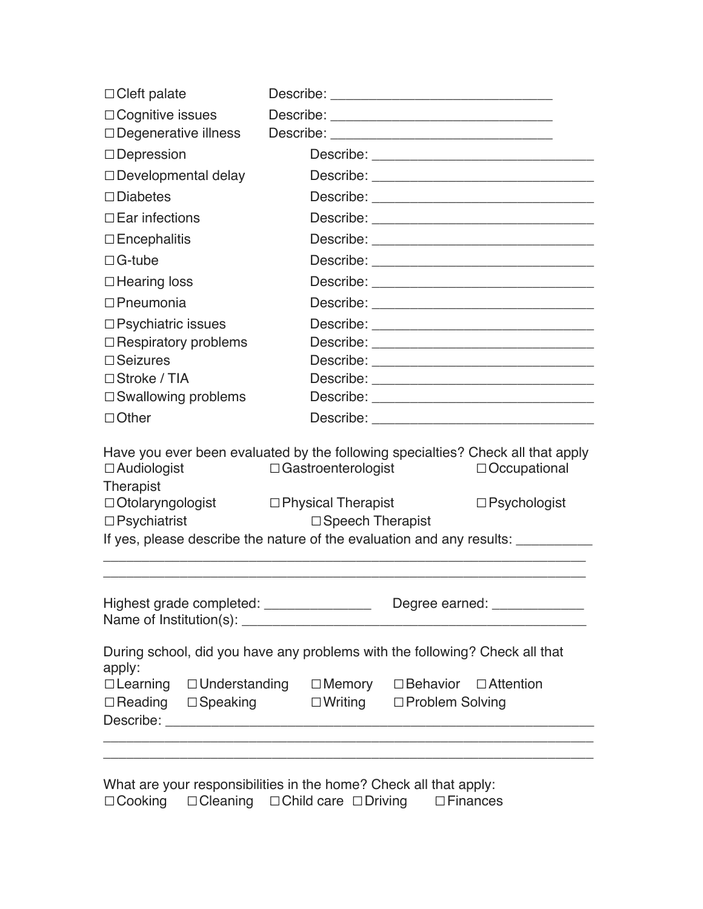☐ Cleft palate Describe: ______________________________

☐ Cognitive issues Describe: ______________________________

☐ Degenerative illness Describe: ______________________________

☐ Depression Describe: ______________________________

☐ Developmental delay Describe: ______________________________

☐ Diabetes Describe: ______________________________

☐ Ear infections Describe: ______________________________

☐ Encephalitis Describe: ______________________________

☐ G-tube Describe: ______________________________

☐ Hearing loss Describe: ______________________________

☐ Pneumonia Describe: ______________________________

☐ Psychiatric issues Describe: ______________________________

☐ Respiratory problems Describe: ______________________________

☐ Seizures Describe: ______________________________

☐ Stroke / TIA Describe: ______________________________

☐ Swallowing problems Describe: ______________________________

☐ Other Describe: ______________________________

Have you ever been evaluated by the following specialties? Check all that apply

☐ Audiologist ☐ Gastroenterologist ☐ Occupational Therapist

☐ Otolaryngologist ☐ Physical Therapist ☐ Psychologist

☐ Psychiatrist ☐ Speech Therapist

If yes, please describe the nature of the evaluation and any results: __________

_________________________________________________________________

_________________________________________________________________

Highest grade completed: ______________ Degree earned: ____________

Name of Institution(s): ________________________________________________

During school, did you have any problems with the following? Check all that apply:

☐ Learning ☐ Understanding ☐ Memory ☐ Behavior ☐ Attention

☐ Reading ☐ Speaking ☐ Writing ☐ Problem Solving

Describe: _________________________________________________________

_________________________________________________________________

_________________________________________________________________

What are your responsibilities in the home? Check all that apply:

☐ Cooking ☐ Cleaning ☐ Child care ☐ Driving ☐ Finances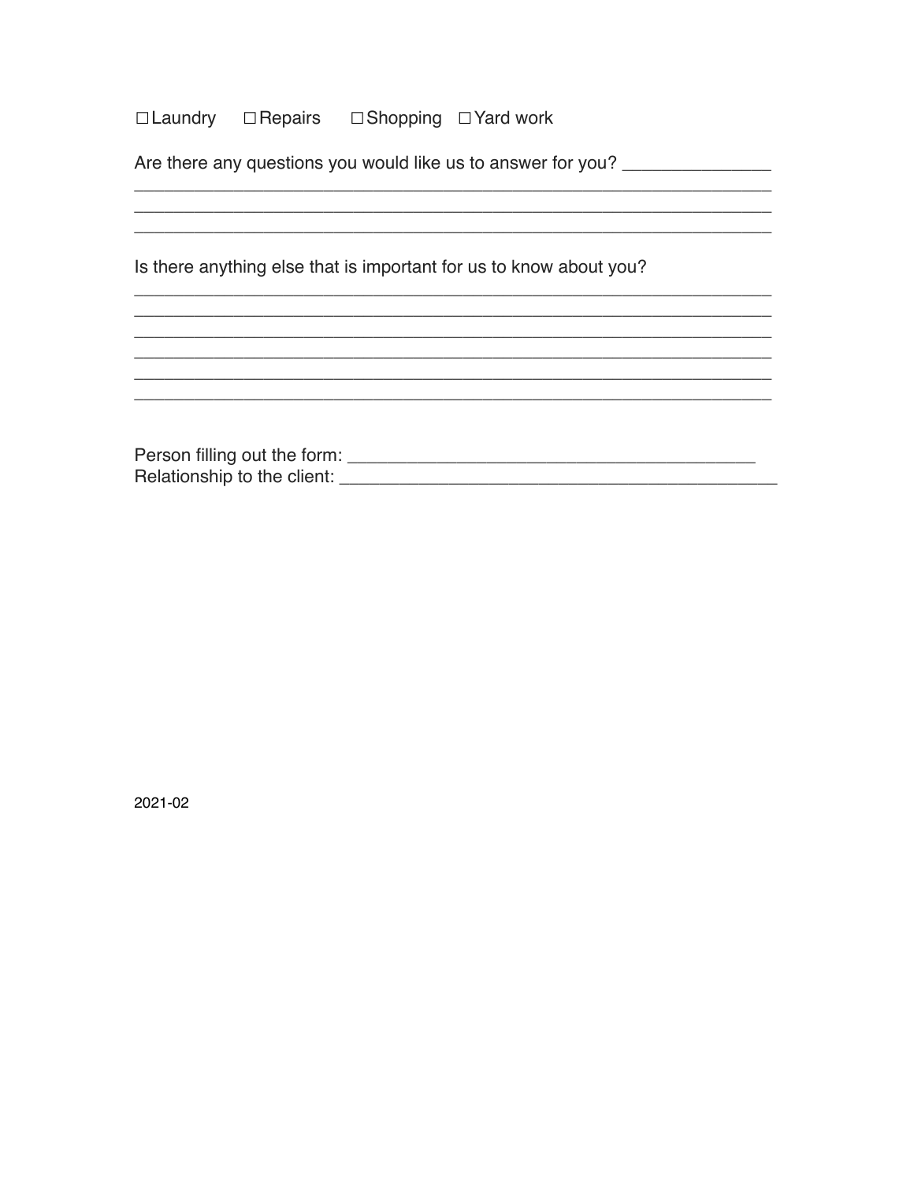☐ Laundry ☐ Repairs ☐ Shopping ☐ Yard work

Are there any questions you would like us to answer for you? _______________
_______________________________________________________________
_______________________________________________________________
_______________________________________________________________

Is there anything else that is important for us to know about you?
_______________________________________________________________
_______________________________________________________________
_______________________________________________________________
_______________________________________________________________
_______________________________________________________________
_______________________________________________________________

Person filling out the form: ________________________________________
Relationship to the client: ___________________________________________

2021-02